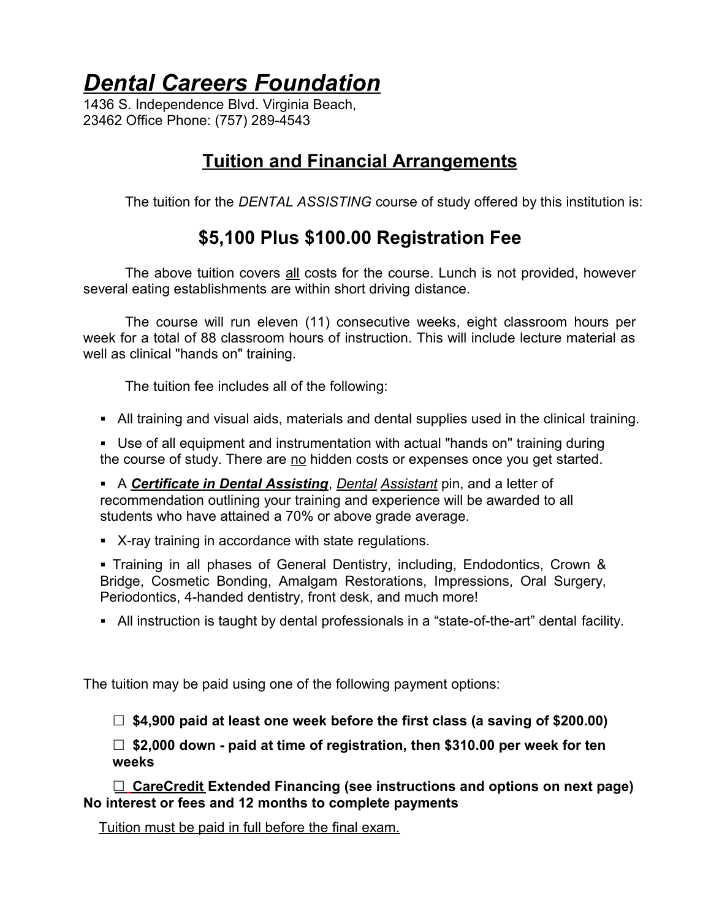# ***Dental Careers Foundation***

1436 S. Independence Blvd. Virginia Beach,
23462 Office Phone: (757) 289-4543

## Tuition and Financial Arrangements

The tuition for the *DENTAL ASSISTING* course of study offered by this institution is:

## $5,100 Plus $100.00 Registration Fee

The above tuition covers all costs for the course. Lunch is not provided, however several eating establishments are within short driving distance.

The course will run eleven (11) consecutive weeks, eight classroom hours per week for a total of 88 classroom hours of instruction. This will include lecture material as well as clinical "hands on" training.

The tuition fee includes all of the following:

- All training and visual aids, materials and dental supplies used in the clinical training.
- Use of all equipment and instrumentation with actual "hands on" training during the course of study. There are no hidden costs or expenses once you get started.
- A ***Certificate in Dental Assisting***, *Dental Assistant* pin, and a letter of recommendation outlining your training and experience will be awarded to all students who have attained a 70% or above grade average.
- X-ray training in accordance with state regulations.
- Training in all phases of General Dentistry, including, Endodontics, Crown & Bridge, Cosmetic Bonding, Amalgam Restorations, Impressions, Oral Surgery, Periodontics, 4-handed dentistry, front desk, and much more!
- All instruction is taught by dental professionals in a "state-of-the-art" dental facility.

The tuition may be paid using one of the following payment options:

☐ **$4,900 paid at least one week before the first class (a saving of $200.00)**

☐ **$2,000 down - paid at time of registration, then $310.00 per week for ten weeks**

☐ **CareCredit Extended Financing (see instructions and options on next page) No interest or fees and 12 months to complete payments**

Tuition must be paid in full before the final exam.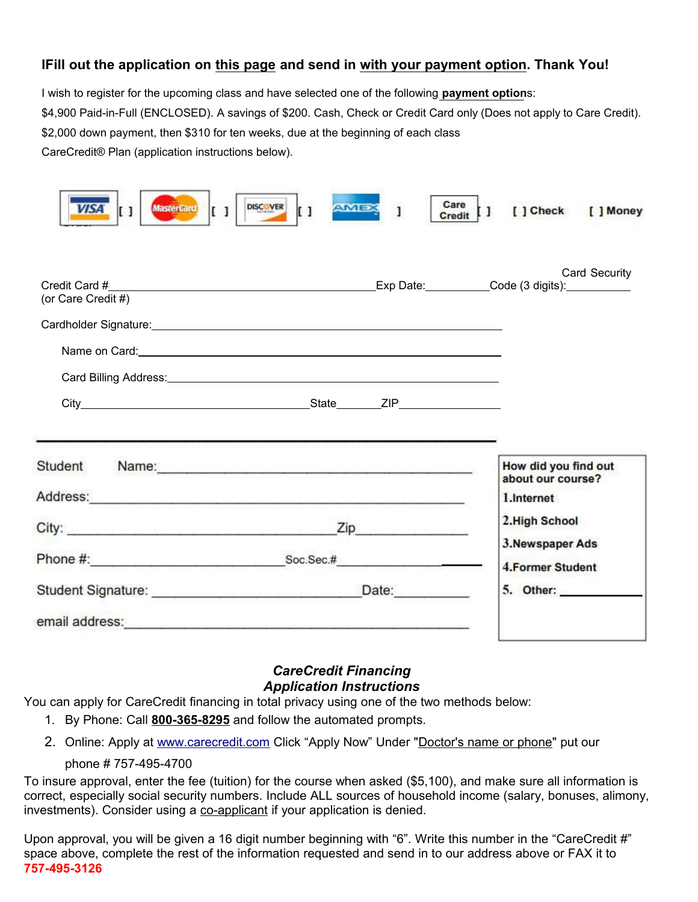**IFill out the application on this page and send in with your payment option. Thank You!**

I wish to register for the upcoming class and have selected one of the following **payment option**s:

$4,900 Paid-in-Full (ENCLOSED). A savings of $200. Cash, Check or Credit Card only (Does not apply to Care Credit).

$2,000 down payment, then $310 for ten weeks, due at the beginning of each class

CareCredit® Plan (application instructions below).

VISA [ ] MasterCard [ ] DISCOVER [ ] AMEX ] Care Credit [ ] [ ] Check [ ] Money

Credit Card #_______________________________ Exp Date:__________ Card Security Code (3 digits):__________
(or Care Credit #)

Cardholder Signature:_______________________________

Name on Card:_______________________________

Card Billing Address:_______________________________

City_______________________ State_______ ZIP___________

---

Student Name:_______________________________

Address:_______________________________

City: _______________________ Zip___________

Phone #:_______________________ Soc.Sec.#_______________

Student Signature: _______________________ Date:__________

email address:_______________________________

**How did you find out about our course?**

**1.Internet**

**2.High School**

**3.Newspaper Ads**

**4.Former Student**

**5. Other: ___________**

## *CareCredit Financing Application Instructions*

You can apply for CareCredit financing in total privacy using one of the two methods below:

1. By Phone: Call **800-365-8295** and follow the automated prompts.
2. Online: Apply at www.carecredit.com Click "Apply Now" Under "Doctor's name or phone" put our phone # 757-495-4700

To insure approval, enter the fee (tuition) for the course when asked ($5,100), and make sure all information is correct, especially social security numbers. Include ALL sources of household income (salary, bonuses, alimony, investments). Consider using a co-applicant if your application is denied.

Upon approval, you will be given a 16 digit number beginning with "6". Write this number in the "CareCredit #" space above, complete the rest of the information requested and send in to our address above or FAX it to **757-495-3126**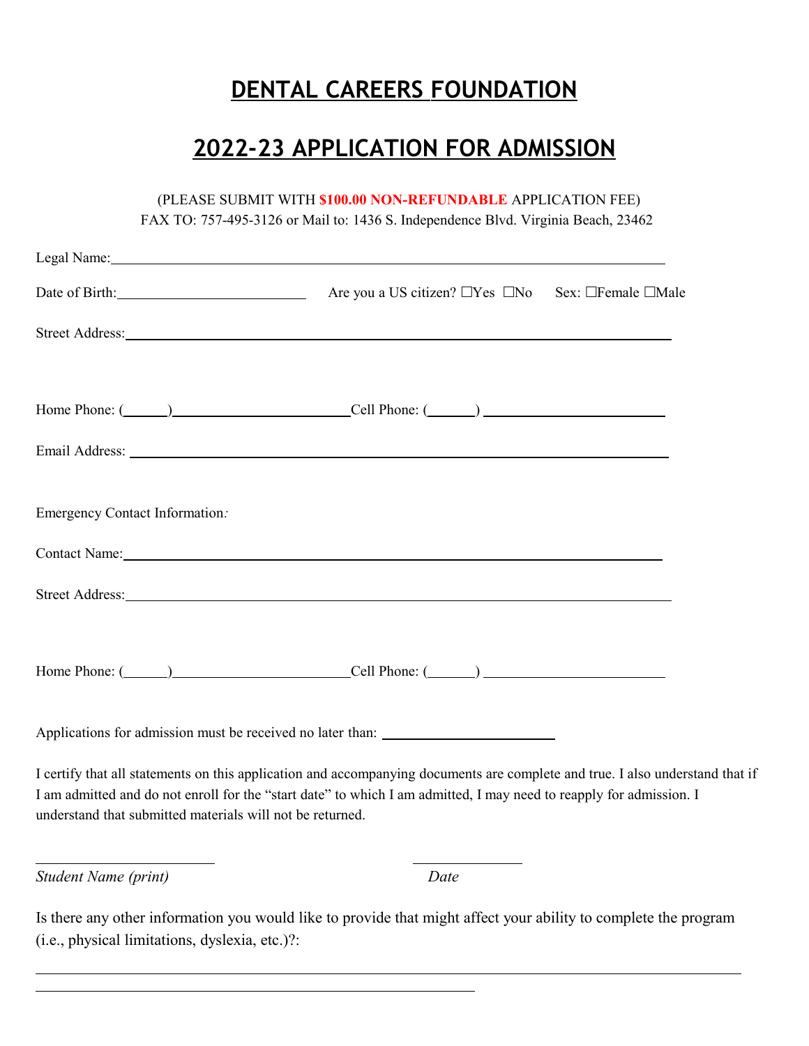# DENTAL CAREERS FOUNDATION

# 2022-23 APPLICATION FOR ADMISSION

(PLEASE SUBMIT WITH **$100.00 NON-REFUNDABLE** APPLICATION FEE)
FAX TO: 757-495-3126 or Mail to: 1436 S. Independence Blvd. Virginia Beach, 23462

Legal Name:\_\_\_\_\_\_\_\_\_\_\_\_\_\_\_\_\_\_\_\_\_\_\_\_\_\_\_\_\_\_\_\_\_\_\_\_\_\_\_\_\_\_\_\_\_\_\_\_

Date of Birth:\_\_\_\_\_\_\_\_\_\_\_\_\_\_\_\_\_\_\_\_ Are you a US citizen? ☐Yes ☐No Sex: ☐Female ☐Male

Street Address:\_\_\_\_\_\_\_\_\_\_\_\_\_\_\_\_\_\_\_\_\_\_\_\_\_\_\_\_\_\_\_\_\_\_\_\_\_\_\_\_\_\_\_\_\_\_\_\_

Home Phone: (\_\_\_\_\_\_)\_\_\_\_\_\_\_\_\_\_\_\_\_\_\_\_\_\_\_\_ Cell Phone: (\_\_\_\_\_\_) \_\_\_\_\_\_\_\_\_\_\_\_\_\_\_\_\_\_\_\_

Email Address: \_\_\_\_\_\_\_\_\_\_\_\_\_\_\_\_\_\_\_\_\_\_\_\_\_\_\_\_\_\_\_\_\_\_\_\_\_\_\_\_\_\_\_\_\_\_\_\_

Emergency Contact Information*:*

Contact Name:\_\_\_\_\_\_\_\_\_\_\_\_\_\_\_\_\_\_\_\_\_\_\_\_\_\_\_\_\_\_\_\_\_\_\_\_\_\_\_\_\_\_\_\_\_\_\_\_

Street Address:\_\_\_\_\_\_\_\_\_\_\_\_\_\_\_\_\_\_\_\_\_\_\_\_\_\_\_\_\_\_\_\_\_\_\_\_\_\_\_\_\_\_\_\_\_\_\_\_

Home Phone: (\_\_\_\_\_\_)\_\_\_\_\_\_\_\_\_\_\_\_\_\_\_\_\_\_\_\_ Cell Phone: (\_\_\_\_\_\_) \_\_\_\_\_\_\_\_\_\_\_\_\_\_\_\_\_\_\_\_

Applications for admission must be received no later than: \_\_\_\_\_\_\_\_\_\_\_\_\_\_\_\_\_\_\_\_

I certify that all statements on this application and accompanying documents are complete and true. I also understand that if I am admitted and do not enroll for the "start date" to which I am admitted, I may need to reapply for admission. I understand that submitted materials will not be returned.

\_\_\_\_\_\_\_\_\_\_\_\_\_\_\_\_\_\_\_\_ \_\_\_\_\_\_\_\_\_\_\_\_\_\_\_

*Student Name (print)* *Date*

Is there any other information you would like to provide that might affect your ability to complete the program (i.e., physical limitations, dyslexia, etc.)?:

\_\_\_\_\_\_\_\_\_\_\_\_\_\_\_\_\_\_\_\_\_\_\_\_\_\_\_\_\_\_\_\_\_\_\_\_\_\_\_\_\_\_\_\_\_\_\_\_\_\_\_\_\_\_\_\_\_\_\_\_

\_\_\_\_\_\_\_\_\_\_\_\_\_\_\_\_\_\_\_\_\_\_\_\_\_\_\_\_\_\_\_\_\_\_\_\_\_\_